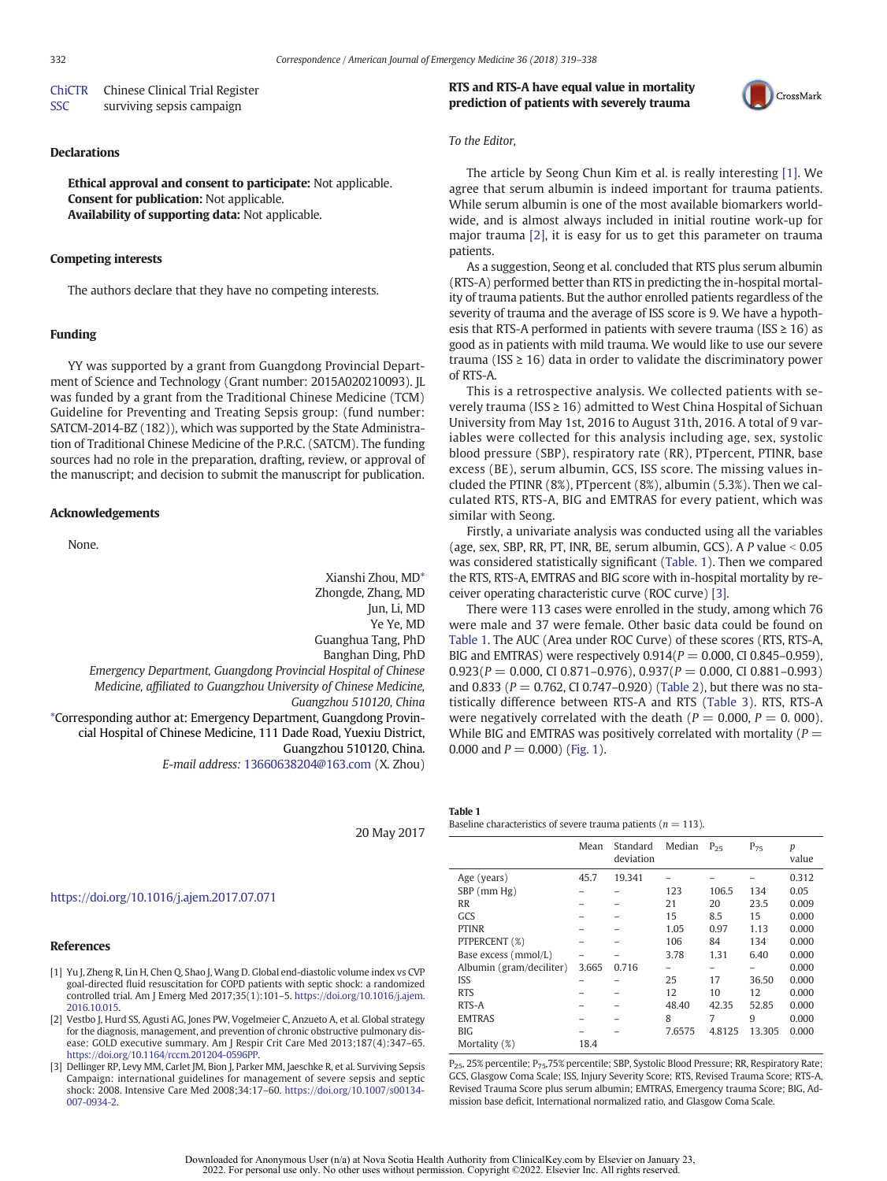| | |
|---|---|
| ChiCTR | Chinese Clinical Trial Register |
| SSC | surviving sepsis campaign |

## Declarations

**Ethical approval and consent to participate:** Not applicable.
**Consent for publication:** Not applicable.
**Availability of supporting data:** Not applicable.

## Competing interests

The authors declare that they have no competing interests.

## Funding

YY was supported by a grant from Guangdong Provincial Department of Science and Technology (Grant number: 2015A020210093). JL was funded by a grant from the Traditional Chinese Medicine (TCM) Guideline for Preventing and Treating Sepsis group: (fund number: SATCM-2014-BZ (182)), which was supported by the State Administration of Traditional Chinese Medicine of the P.R.C. (SATCM). The funding sources had no role in the preparation, drafting, review, or approval of the manuscript; and decision to submit the manuscript for publication.

## Acknowledgements

None.

Xianshi Zhou, MD*
Zhongde, Zhang, MD
Jun, Li, MD
Ye Ye, MD
Guanghua Tang, PhD
Banghan Ding, PhD
*Emergency Department, Guangdong Provincial Hospital of Chinese Medicine, affiliated to Guangzhou University of Chinese Medicine, Guangzhou 510120, China*

*Corresponding author at: Emergency Department, Guangdong Provincial Hospital of Chinese Medicine, 111 Dade Road, Yuexiu District, Guangzhou 510120, China.
*E-mail address:* 13660638204@163.com (X. Zhou)

20 May 2017

https://doi.org/10.1016/j.ajem.2017.07.071

## References

[1] Yu J, Zheng R, Lin H, Chen Q, Shao J, Wang D. Global end-diastolic volume index vs CVP goal-directed fluid resuscitation for COPD patients with septic shock: a randomized controlled trial. Am J Emerg Med 2017;35(1):101–5. https://doi.org/10.1016/j.ajem.2016.10.015.

[2] Vestbo J, Hurd SS, Agusti AG, Jones PW, Vogelmeier C, Anzueto A, et al. Global strategy for the diagnosis, management, and prevention of chronic obstructive pulmonary disease: GOLD executive summary. Am J Respir Crit Care Med 2013;187(4):347–65. https://doi.org/10.1164/rccm.201204-0596PP.

[3] Dellinger RP, Levy MM, Carlet JM, Bion J, Parker MM, Jaeschke R, et al. Surviving Sepsis Campaign: international guidelines for management of severe sepsis and septic shock: 2008. Intensive Care Med 2008;34:17–60. https://doi.org/10.1007/s00134-007-0934-2.

## RTS and RTS-A have equal value in mortality prediction of patients with severely trauma

*To the Editor,*

The article by Seong Chun Kim et al. is really interesting [1]. We agree that serum albumin is indeed important for trauma patients. While serum albumin is one of the most available biomarkers worldwide, and is almost always included in initial routine work-up for major trauma [2], it is easy for us to get this parameter on trauma patients.

As a suggestion, Seong et al. concluded that RTS plus serum albumin (RTS-A) performed better than RTS in predicting the in-hospital mortality of trauma patients. But the author enrolled patients regardless of the severity of trauma and the average of ISS score is 9. We have a hypothesis that RTS-A performed in patients with severe trauma (ISS ≥ 16) as good as in patients with mild trauma. We would like to use our severe trauma (ISS ≥ 16) data in order to validate the discriminatory power of RTS-A.

This is a retrospective analysis. We collected patients with severely trauma (ISS ≥ 16) admitted to West China Hospital of Sichuan University from May 1st, 2016 to August 31th, 2016. A total of 9 variables were collected for this analysis including age, sex, systolic blood pressure (SBP), respiratory rate (RR), PTpercent, PTINR, base excess (BE), serum albumin, GCS, ISS score. The missing values included the PTINR (8%), PTpercent (8%), albumin (5.3%). Then we calculated RTS, RTS-A, BIG and EMTRAS for every patient, which was similar with Seong.

Firstly, a univariate analysis was conducted using all the variables (age, sex, SBP, RR, PT, INR, BE, serum albumin, GCS). A $P$ value < 0.05 was considered statistically significant (Table. 1). Then we compared the RTS, RTS-A, EMTRAS and BIG score with in-hospital mortality by receiver operating characteristic curve (ROC curve) [3].

There were 113 cases were enrolled in the study, among which 76 were male and 37 were female. Other basic data could be found on Table 1. The AUC (Area under ROC Curve) of these scores (RTS, RTS-A, BIG and EMTRAS) were respectively 0.914($P$ = 0.000, CI 0.845–0.959), 0.923($P$ = 0.000, CI 0.871–0.976), 0.937($P$ = 0.000, CI 0.881–0.993) and 0.833 ($P$ = 0.762, CI 0.747–0.920) (Table 2), but there was no statistically difference between RTS-A and RTS (Table 3). RTS, RTS-A were negatively correlated with the death ($P$ = 0.000, $P$ = 0. 000). While BIG and EMTRAS was positively correlated with mortality ($P$ = 0.000 and $P$ = 0.000) (Fig. 1).

**Table 1**
Baseline characteristics of severe trauma patients ($n$ = 113).

| | Mean | Standard deviation | Median | $P_{25}$ | $P_{75}$ | $p$ value |
|---|---|---|---|---|---|---|
| Age (years) | 45.7 | 19.341 | – | – | – | 0.312 |
| SBP (mm Hg) | – | – | 123 | 106.5 | 134 | 0.05 |
| RR | – | – | 21 | 20 | 23.5 | 0.009 |
| GCS | – | – | 15 | 8.5 | 15 | 0.000 |
| PTINR | – | – | 1.05 | 0.97 | 1.13 | 0.000 |
| PTPERCENT (%) | – | – | 106 | 84 | 134 | 0.000 |
| Base excess (mmol/L) | – | – | 3.78 | 1.31 | 6.40 | 0.000 |
| Albumin (gram/deciliter) | 3.665 | 0.716 | – | – | – | 0.000 |
| ISS | – | – | 25 | 17 | 36.50 | 0.000 |
| RTS | – | – | 12 | 10 | 12 | 0.000 |
| RTS-A | – | – | 48.40 | 42.35 | 52.85 | 0.000 |
| EMTRAS | – | – | 8 | 7 | 9 | 0.000 |
| BIG | – | – | 7.6575 | 4.8125 | 13.305 | 0.000 |
| Mortality (%) | 18.4 | | | | | |

$P_{25}$, 25% percentile; $P_{75}$,75% percentile; SBP, Systolic Blood Pressure; RR, Respiratory Rate; GCS, Glasgow Coma Scale; ISS, Injury Severity Score; RTS, Revised Trauma Score; RTS-A, Revised Trauma Score plus serum albumin; EMTRAS, Emergency trauma Score; BIG, Admission base deficit, International normalized ratio, and Glasgow Coma Scale.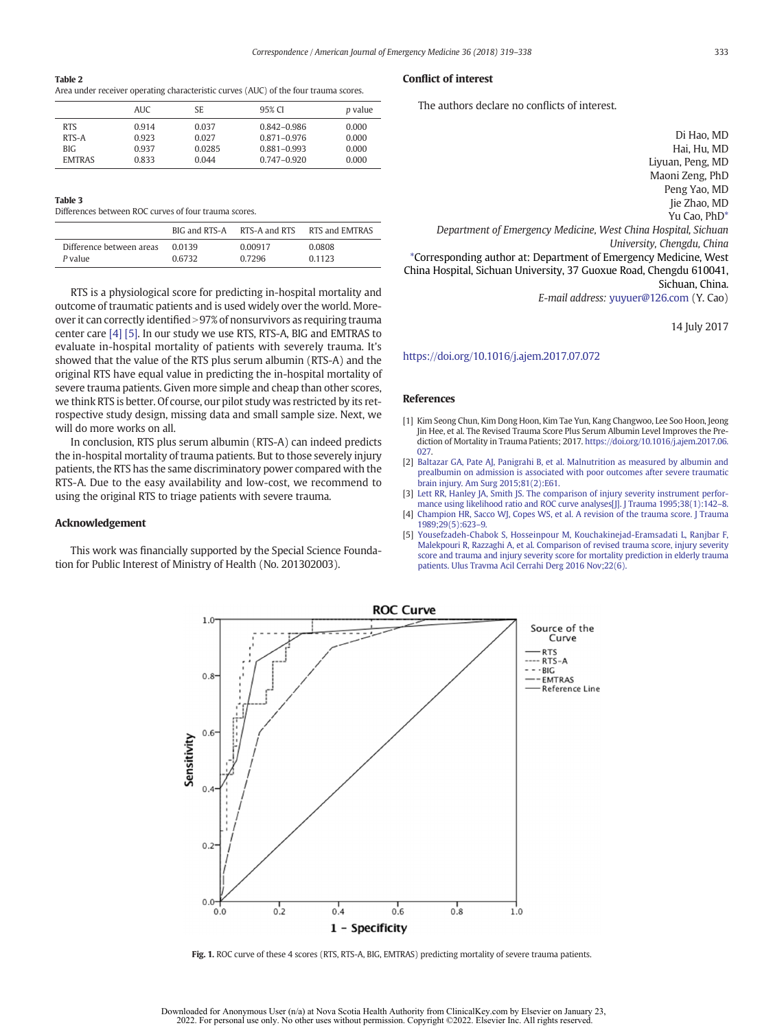**Table 2**
Area under receiver operating characteristic curves (AUC) of the four trauma scores.

| | AUC | SE | 95% CI | *p* value |
|---|---|---|---|---|
| RTS | 0.914 | 0.037 | 0.842–0.986 | 0.000 |
| RTS-A | 0.923 | 0.027 | 0.871–0.976 | 0.000 |
| BIG | 0.937 | 0.0285 | 0.881–0.993 | 0.000 |
| EMTRAS | 0.833 | 0.044 | 0.747–0.920 | 0.000 |

**Table 3**
Differences between ROC curves of four trauma scores.

| | BIG and RTS-A | RTS-A and RTS | RTS and EMTRAS |
|---|---|---|---|
| Difference between areas | 0.0139 | 0.00917 | 0.0808 |
| *P* value | 0.6732 | 0.7296 | 0.1123 |

RTS is a physiological score for predicting in-hospital mortality and outcome of traumatic patients and is used widely over the world. Moreover it can correctly identified >97% of nonsurvivors as requiring trauma center care [4] [5]. In our study we use RTS, RTS-A, BIG and EMTRAS to evaluate in-hospital mortality of patients with severely trauma. It's showed that the value of the RTS plus serum albumin (RTS-A) and the original RTS have equal value in predicting the in-hospital mortality of severe trauma patients. Given more simple and cheap than other scores, we think RTS is better. Of course, our pilot study was restricted by its retrospective study design, missing data and small sample size. Next, we will do more works on all.

In conclusion, RTS plus serum albumin (RTS-A) can indeed predicts the in-hospital mortality of trauma patients. But to those severely injury patients, the RTS has the same discriminatory power compared with the RTS-A. Due to the easy availability and low-cost, we recommend to using the original RTS to triage patients with severe trauma.

## Acknowledgement

This work was financially supported by the Special Science Foundation for Public Interest of Ministry of Health (No. 201302003).

## Conflict of interest

The authors declare no conflicts of interest.

Di Hao, MD
Hai, Hu, MD
Liyuan, Peng, MD
Maoni Zeng, PhD
Peng Yao, MD
Jie Zhao, MD
Yu Cao, PhD*
*Department of Emergency Medicine, West China Hospital, Sichuan University, Chengdu, China*
*Corresponding author at: Department of Emergency Medicine, West China Hospital, Sichuan University, 37 Guoxue Road, Chengdu 610041, Sichuan, China.
*E-mail address:* yuyuer@126.com (Y. Cao)

14 July 2017

https://doi.org/10.1016/j.ajem.2017.07.072

## References

[1] Kim Seong Chun, Kim Dong Hoon, Kim Tae Yun, Kang Changwoo, Lee Soo Hoon, Jeong Jin Hee, et al. The Revised Trauma Score Plus Serum Albumin Level Improves the Prediction of Mortality in Trauma Patients; 2017. https://doi.org/10.1016/j.ajem.2017.06.027.

[2] Baltazar GA, Pate AJ, Panigrahi B, et al. Malnutrition as measured by albumin and prealbumin on admission is associated with poor outcomes after severe traumatic brain injury. Am Surg 2015;81(2):E61.

[3] Lett RR, Hanley JA, Smith JS. The comparison of injury severity instrument performance using likelihood ratio and ROC curve analyses[J]. J Trauma 1995;38(1):142–8.

[4] Champion HR, Sacco WJ, Copes WS, et al. A revision of the trauma score. J Trauma 1989;29(5):623–9.

[5] Yousefzadeh-Chabok S, Hosseinpour M, Kouchakinejad-Eramsadati L, Ranjbar F, Malekpouri R, Razzaghi A, et al. Comparison of revised trauma score, injury severity score and trauma and injury severity score for mortality prediction in elderly trauma patients. Ulus Travma Acil Cerrahi Derg 2016 Nov;22(6).

ROC Curve
Sensitivity
1 - Specificity
0.0
0.2
0.4
0.6
0.8
1.0
Source of the Curve
RTS
RTS-A
BIG
EMTRAS
Reference Line

**Fig. 1.** ROC curve of these 4 scores (RTS, RTS-A, BIG, EMTRAS) predicting mortality of severe trauma patients.